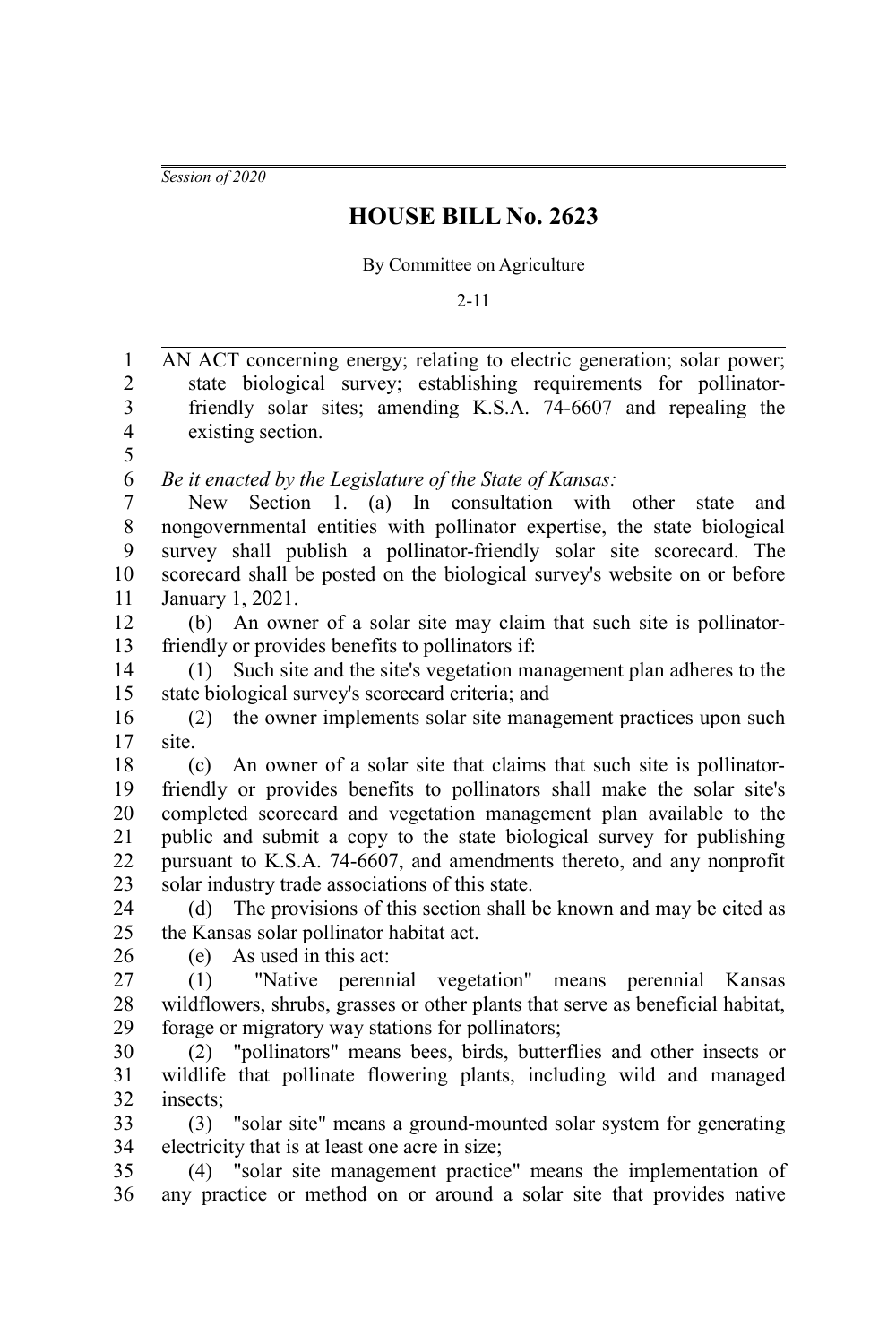*Session of 2020*

# HOUSE BILL No. 2623

By Committee on Agriculture

2-11

AN ACT concerning energy; relating to electric generation; solar power; state biological survey; establishing requirements for pollinator-friendly solar sites; amending K.S.A. 74-6607 and repealing the existing section.

*Be it enacted by the Legislature of the State of Kansas:*

New Section 1. (a) In consultation with other state and nongovernmental entities with pollinator expertise, the state biological survey shall publish a pollinator-friendly solar site scorecard. The scorecard shall be posted on the biological survey's website on or before January 1, 2021.

(b) An owner of a solar site may claim that such site is pollinator-friendly or provides benefits to pollinators if:

(1) Such site and the site's vegetation management plan adheres to the state biological survey's scorecard criteria; and

(2) the owner implements solar site management practices upon such site.

(c) An owner of a solar site that claims that such site is pollinator-friendly or provides benefits to pollinators shall make the solar site's completed scorecard and vegetation management plan available to the public and submit a copy to the state biological survey for publishing pursuant to K.S.A. 74-6607, and amendments thereto, and any nonprofit solar industry trade associations of this state.

(d) The provisions of this section shall be known and may be cited as the Kansas solar pollinator habitat act.

(e) As used in this act:

(1) "Native perennial vegetation" means perennial Kansas wildflowers, shrubs, grasses or other plants that serve as beneficial habitat, forage or migratory way stations for pollinators;

(2) "pollinators" means bees, birds, butterflies and other insects or wildlife that pollinate flowering plants, including wild and managed insects;

(3) "solar site" means a ground-mounted solar system for generating electricity that is at least one acre in size;

(4) "solar site management practice" means the implementation of any practice or method on or around a solar site that provides native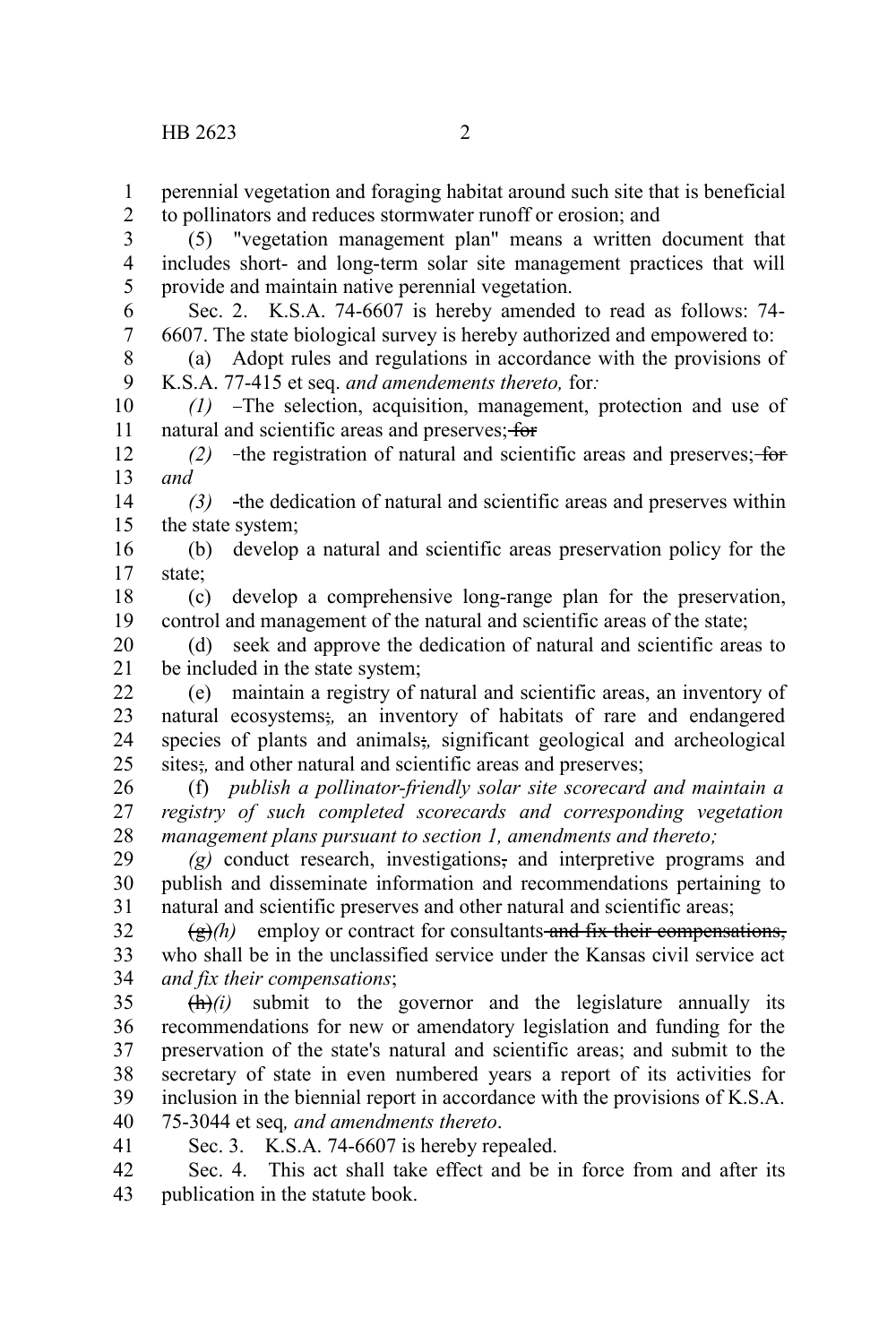perennial vegetation and foraging habitat around such site that is beneficial to pollinators and reduces stormwater runoff or erosion; and

(5) "vegetation management plan" means a written document that includes short- and long-term solar site management practices that will provide and maintain native perennial vegetation.

Sec. 2. K.S.A. 74-6607 is hereby amended to read as follows: 74-6607. The state biological survey is hereby authorized and empowered to:

(a) Adopt rules and regulations in accordance with the provisions of K.S.A. 77-415 et seq. *and amendements thereto,* for*:*

*(1)* The selection, acquisition, management, protection and use of natural and scientific areas and preserves; ~~for~~

*(2)* the registration of natural and scientific areas and preserves; ~~for~~ *and*

*(3)* the dedication of natural and scientific areas and preserves within the state system;

(b) develop a natural and scientific areas preservation policy for the state;

(c) develop a comprehensive long-range plan for the preservation, control and management of the natural and scientific areas of the state;

(d) seek and approve the dedication of natural and scientific areas to be included in the state system;

(e) maintain a registry of natural and scientific areas, an inventory of natural ecosystems~~;~~*,* an inventory of habitats of rare and endangered species of plants and animals~~;~~*,* significant geological and archeological sites~~;~~*,* and other natural and scientific areas and preserves;

(f) *publish a pollinator-friendly solar site scorecard and maintain a registry of such completed scorecards and corresponding vegetation management plans pursuant to section 1, amendments and thereto;*

*(g)* conduct research, investigations~~,~~ and interpretive programs and publish and disseminate information and recommendations pertaining to natural and scientific preserves and other natural and scientific areas;

~~(g)~~*(h)* employ or contract for consultants ~~and fix their compensations,~~ who shall be in the unclassified service under the Kansas civil service act *and fix their compensations*;

~~(h)~~*(i)* submit to the governor and the legislature annually its recommendations for new or amendatory legislation and funding for the preservation of the state's natural and scientific areas; and submit to the secretary of state in even numbered years a report of its activities for inclusion in the biennial report in accordance with the provisions of K.S.A. 75-3044 et seq*, and amendments thereto*.

Sec. 3. K.S.A. 74-6607 is hereby repealed.

Sec. 4. This act shall take effect and be in force from and after its publication in the statute book.